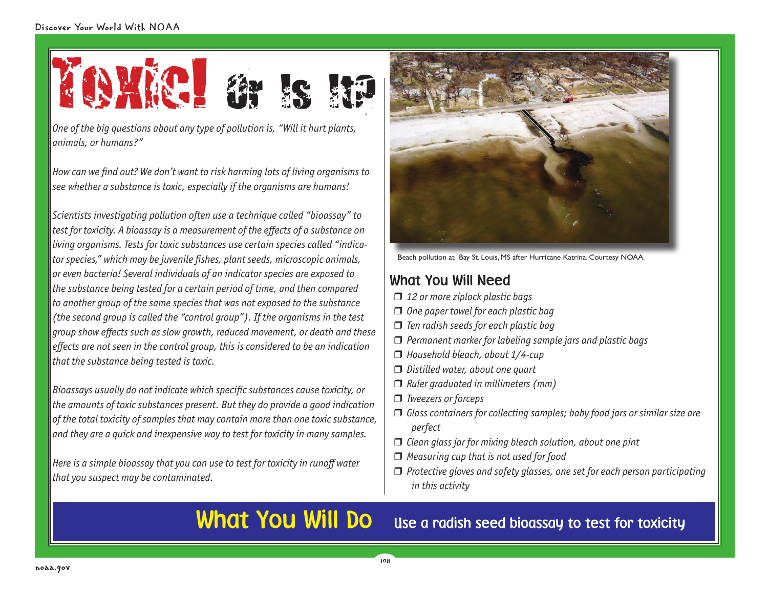# Toxic! Or Is It?

*One of the big questions about any type of pollution is, "Will it hurt plants, animals, or humans?"*

*How can we find out? We don't want to risk harming lots of living organisms to see whether a substance is toxic, especially if the organisms are humans!*

*Scientists investigating pollution often use a technique called "bioassay" to test for toxicity. A bioassay is a measurement of the effects of a substance on living organisms. Tests for toxic substances use certain species called "indicator species," which may be juvenile fishes, plant seeds, microscopic animals, or even bacteria! Several individuals of an indicator species are exposed to the substance being tested for a certain period of time, and then compared to another group of the same species that was not exposed to the substance (the second group is called the "control group"). If the organisms in the test group show effects such as slow growth, reduced movement, or death and these effects are not seen in the control group, this is considered to be an indication that the substance being tested is toxic.*

*Bioassays usually do not indicate which specific substances cause toxicity, or the amounts of toxic substances present. But they do provide a good indication of the total toxicity of samples that may contain more than one toxic substance, and they are a quick and inexpensive way to test for toxicity in many samples.*

*Here is a simple bioassay that you can use to test for toxicity in runoff water that you suspect may be contaminated.*

Beach pollution at Bay St. Louis, MS after Hurricane Katrina. Courtesy NOAA.

## What You Will Need

- ❒ *12 or more ziplock plastic bags*
- ❒ *One paper towel for each plastic bag*
- ❒ *Ten radish seeds for each plastic bag*
- ❒ *Permanent marker for labeling sample jars and plastic bags*
- ❒ *Household bleach, about 1/4-cup*
- ❒ *Distilled water, about one quart*
- ❒ *Ruler graduated in millimeters (mm)*
- ❒ *Tweezers or forceps*
- ❒ *Glass containers for collecting samples; baby food jars or similar size are perfect*
- ❒ *Clean glass jar for mixing bleach solution, about one pint*
- ❒ *Measuring cup that is not used for food*
- ❒ *Protective gloves and safety glasses, one set for each person participating in this activity*

## What You Will Do — Use a radish seed bioassay to test for toxicity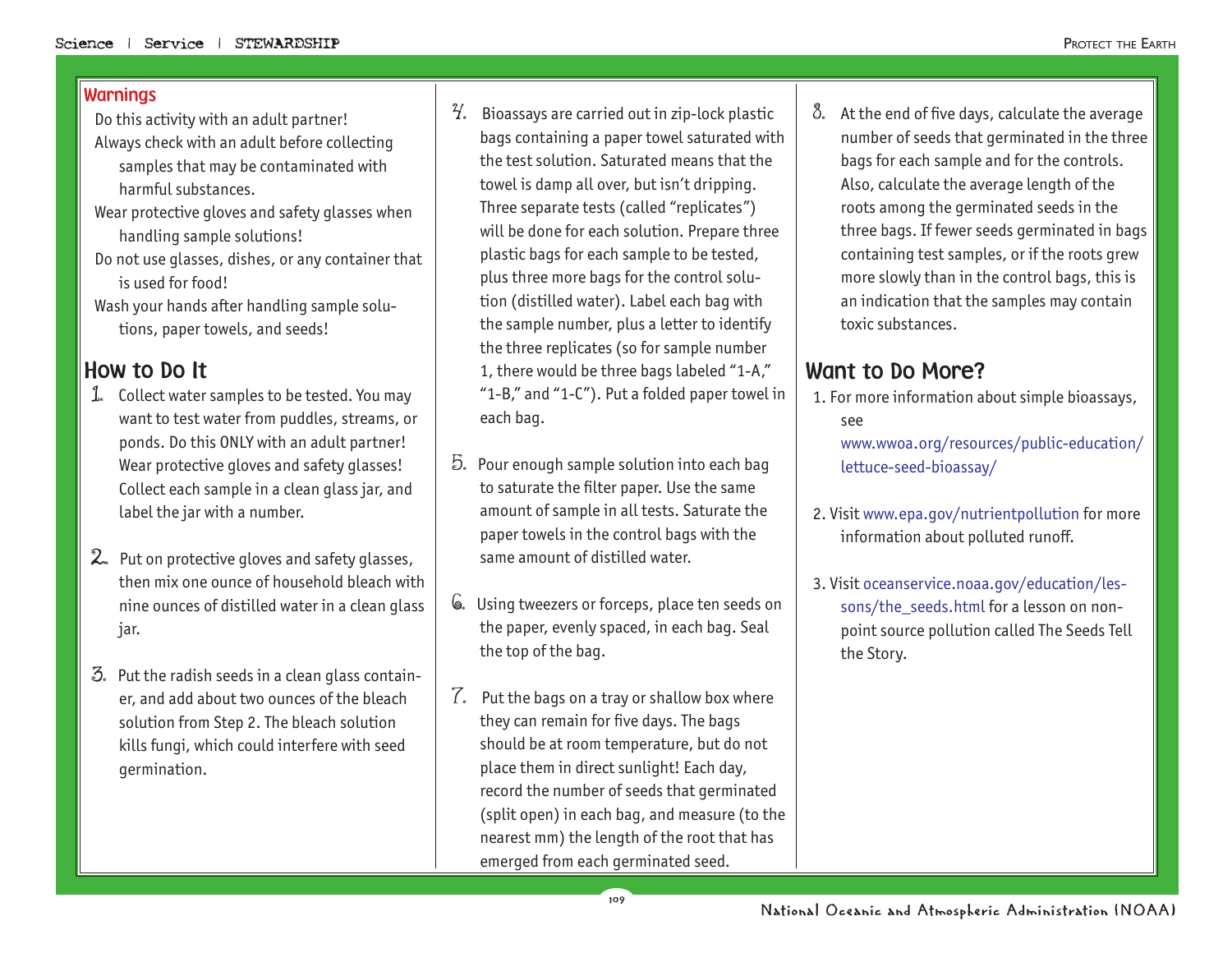## Warnings

Do this activity with an adult partner!

Always check with an adult before collecting samples that may be contaminated with harmful substances.

Wear protective gloves and safety glasses when handling sample solutions!

Do not use glasses, dishes, or any container that is used for food!

Wash your hands after handling sample solutions, paper towels, and seeds!

## How to Do It

1. Collect water samples to be tested. You may want to test water from puddles, streams, or ponds. Do this ONLY with an adult partner! Wear protective gloves and safety glasses! Collect each sample in a clean glass jar, and label the jar with a number.

2. Put on protective gloves and safety glasses, then mix one ounce of household bleach with nine ounces of distilled water in a clean glass jar.

3. Put the radish seeds in a clean glass container, and add about two ounces of the bleach solution from Step 2. The bleach solution kills fungi, which could interfere with seed germination.

4. Bioassays are carried out in zip-lock plastic bags containing a paper towel saturated with the test solution. Saturated means that the towel is damp all over, but isn't dripping. Three separate tests (called "replicates") will be done for each solution. Prepare three plastic bags for each sample to be tested, plus three more bags for the control solution (distilled water). Label each bag with the sample number, plus a letter to identify the three replicates (so for sample number 1, there would be three bags labeled "1-A," "1-B," and "1-C"). Put a folded paper towel in each bag.

5. Pour enough sample solution into each bag to saturate the filter paper. Use the same amount of sample in all tests. Saturate the paper towels in the control bags with the same amount of distilled water.

6. Using tweezers or forceps, place ten seeds on the paper, evenly spaced, in each bag. Seal the top of the bag.

7. Put the bags on a tray or shallow box where they can remain for five days. The bags should be at room temperature, but do not place them in direct sunlight! Each day, record the number of seeds that germinated (split open) in each bag, and measure (to the nearest mm) the length of the root that has emerged from each germinated seed.

8. At the end of five days, calculate the average number of seeds that germinated in the three bags for each sample and for the controls. Also, calculate the average length of the roots among the germinated seeds in the three bags. If fewer seeds germinated in bags containing test samples, or if the roots grew more slowly than in the control bags, this is an indication that the samples may contain toxic substances.

## Want to Do More?

1. For more information about simple bioassays, see www.wwoa.org/resources/public-education/lettuce-seed-bioassay/

2. Visit www.epa.gov/nutrientpollution for more information about polluted runoff.

3. Visit oceanservice.noaa.gov/education/lessons/the_seeds.html for a lesson on non-point source pollution called The Seeds Tell the Story.